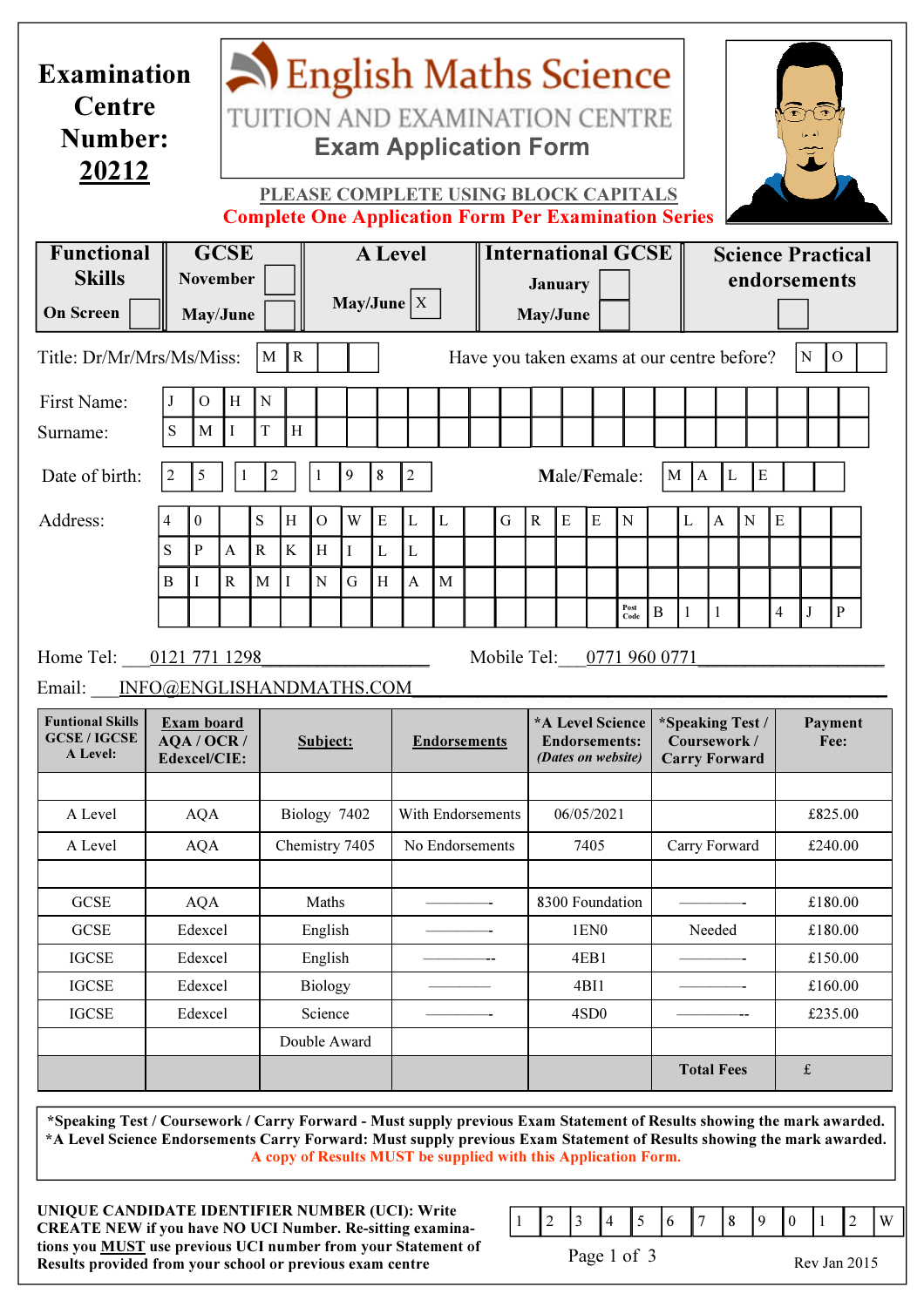**Examination Centre Number: 20212**

# English Maths Science

TUITION AND EXAMINATION CENTRE

## Exam Application Form

PLEASE COMPLETE USING BLOCK CAPITALS

**Complete One Application Form Per Examination Series**

| Functional Skills | GCSE | A Level | International GCSE | Science Practical endorsements |
|---|---|---|---|---|
| On Screen [ ] | November [ ] May/June [ ] | May/June [X] | January [ ] May/June [ ] | [ ] |

Title: Dr/Mr/Mrs/Ms/Miss: MR

Have you taken exams at our centre before? NO

First Name: JOHN

Surname: SMITH

Date of birth: 25 12 1982

Male/Female: MALE

Address: 40 SHOWELL GREEN LANE SPARKHILL BIRMINGHAM

Post Code: B11 4JP

Home Tel: 0121 771 1298

Mobile Tel: 0771 960 0771

Email: INFO@ENGLISHANDMATHS.COM

| Funtional Skills GCSE / IGCSE A Level: | Exam board AQA / OCR / Edexcel/CIE: | Subject: | Endorsements | *A Level Science Endorsements: *(Dates on website)* | *Speaking Test / Coursework / Carry Forward | Payment Fee: |
|---|---|---|---|---|---|---|
| | | | | | | |
| A Level | AQA | Biology 7402 | With Endorsements | 06/05/2021 | | £825.00 |
| A Level | AQA | Chemistry 7405 | No Endorsements | 7405 | Carry Forward | £240.00 |
| | | | | | | |
| GCSE | AQA | Maths | ———- | 8300 Foundation | ———- | £180.00 |
| GCSE | Edexcel | English | ———- | 1EN0 | Needed | £180.00 |
| IGCSE | Edexcel | English | ———-- | 4EB1 | ———- | £150.00 |
| IGCSE | Edexcel | Biology | ——— | 4BI1 | ———- | £160.00 |
| IGCSE | Edexcel | Science | ———- | 4SD0 | ———-- | £235.00 |
| | | Double Award | | | | |
| | | | | | **Total Fees** | £ |

**\*Speaking Test / Coursework / Carry Forward - Must supply previous Exam Statement of Results showing the mark awarded.**
**\*A Level Science Endorsements Carry Forward: Must supply previous Exam Statement of Results showing the mark awarded.**
A copy of Results MUST be supplied with this Application Form.

**UNIQUE CANDIDATE IDENTIFIER NUMBER (UCI): Write CREATE NEW if you have NO UCI Number. Re-sitting examinations you MUST use previous UCI number from your Statement of Results provided from your school or previous exam centre**

UCI: 1 2 3 4 5 6 7 8 9 0 1 2 W

Rev Jan 2015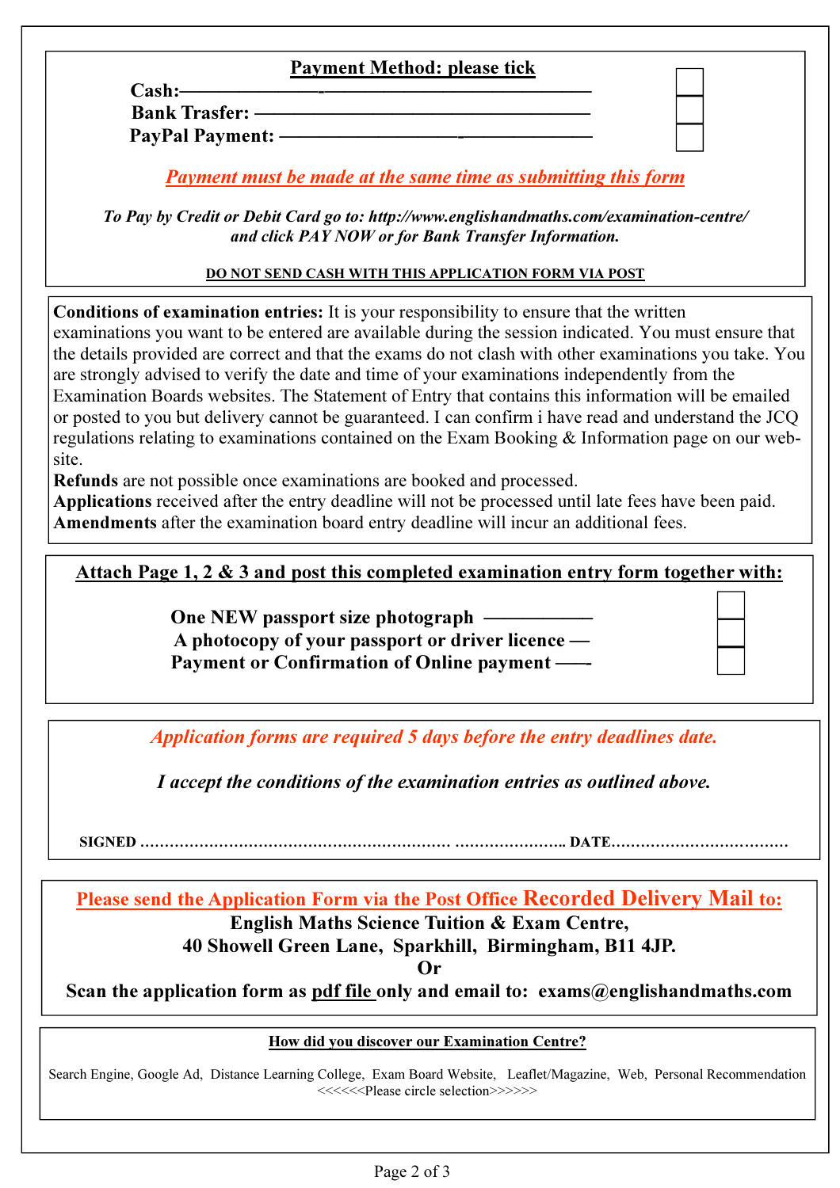**<u>Payment Method: please tick</u>**

**Cash:** ——————————————— ☐
**Bank Trasfer:** ——————————————— ☐
**PayPal Payment:** ——————————————— ☐

***<u>Payment must be made at the same time as submitting this form</u>***

***To Pay by Credit or Debit Card go to: http://www.englishandmaths.com/examination-centre/ and click PAY NOW or for Bank Transfer Information.***

**<u>DO NOT SEND CASH WITH THIS APPLICATION FORM VIA POST</u>**

**Conditions of examination entries:** It is your responsibility to ensure that the written examinations you want to be entered are available during the session indicated. You must ensure that the details provided are correct and that the exams do not clash with other examinations you take. You are strongly advised to verify the date and time of your examinations independently from the Examination Boards websites. The Statement of Entry that contains this information will be emailed or posted to you but delivery cannot be guaranteed. I can confirm i have read and understand the JCQ regulations relating to examinations contained on the Exam Booking & Information page on our web-site.

**Refunds** are not possible once examinations are booked and processed.

**Applications** received after the entry deadline will not be processed until late fees have been paid.

**Amendments** after the examination board entry deadline will incur an additional fees.

**<u>Attach Page 1, 2 & 3 and post this completed examination entry form together with:</u>**

**One NEW passport size photograph** ——————— ☐
**A photocopy of your passport or driver licence** — ☐
**Payment or Confirmation of Online payment** —— ☐

***Application forms are required 5 days before the entry deadlines date.***

***I accept the conditions of the examination entries as outlined above.***

**SIGNED** ……………………………………………………… ………………….. **DATE**………………………………

**<u>Please send the Application Form via the Post Office Recorded Delivery Mail to:</u>**

**English Maths Science Tuition & Exam Centre,**
**40 Showell Green Lane, Sparkhill, Birmingham, B11 4JP.**
**Or**
**Scan the application form as <u>pdf file</u> only and email to: exams@englishandmaths.com**

**<u>How did you discover our Examination Centre?</u>**

Search Engine, Google Ad, Distance Learning College, Exam Board Website, Leaflet/Magazine, Web, Personal Recommendation
<<<<<Please circle selection>>>>>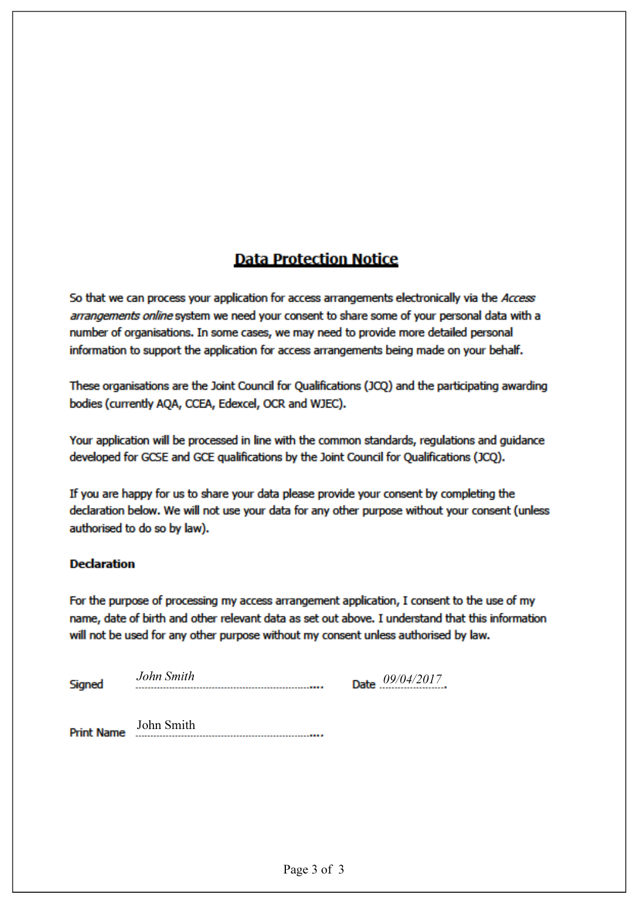## Data Protection Notice

So that we can process your application for access arrangements electronically via the *Access arrangements online* system we need your consent to share some of your personal data with a number of organisations. In some cases, we may need to provide more detailed personal information to support the application for access arrangements being made on your behalf.

These organisations are the Joint Council for Qualifications (JCQ) and the participating awarding bodies (currently AQA, CCEA, Edexcel, OCR and WJEC).

Your application will be processed in line with the common standards, regulations and guidance developed for GCSE and GCE qualifications by the Joint Council for Qualifications (JCQ).

If you are happy for us to share your data please provide your consent by completing the declaration below. We will not use your data for any other purpose without your consent (unless authorised to do so by law).

**Declaration**

For the purpose of processing my access arrangement application, I consent to the use of my name, date of birth and other relevant data as set out above. I understand that this information will not be used for any other purpose without my consent unless authorised by law.

Signed *John Smith* Date *09/04/2017*

Print Name John Smith